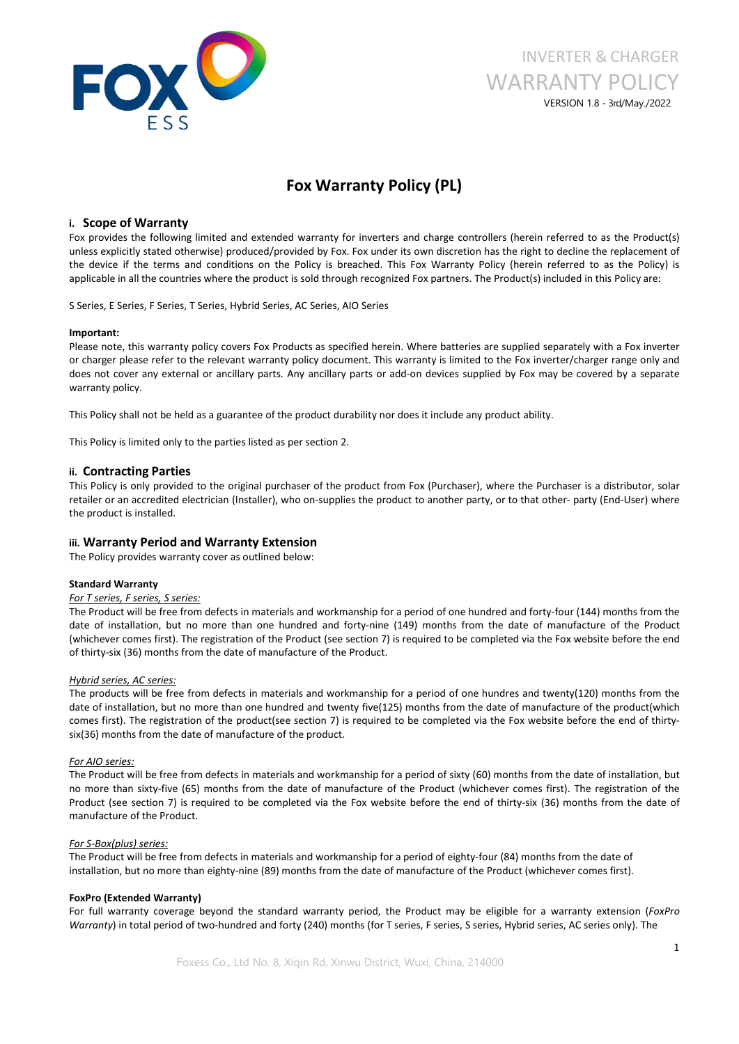INVERTER & CHARGER
WARRANTY POLICY
VERSION 1.8 - 3rd/May./2022

# Fox Warranty Policy (PL)

## i. Scope of Warranty

Fox provides the following limited and extended warranty for inverters and charge controllers (herein referred to as the Product(s) unless explicitly stated otherwise) produced/provided by Fox. Fox under its own discretion has the right to decline the replacement of the device if the terms and conditions on the Policy is breached. This Fox Warranty Policy (herein referred to as the Policy) is applicable in all the countries where the product is sold through recognized Fox partners. The Product(s) included in this Policy are:

S Series, E Series, F Series, T Series, Hybrid Series, AC Series, AIO Series

**Important:**

Please note, this warranty policy covers Fox Products as specified herein. Where batteries are supplied separately with a Fox inverter or charger please refer to the relevant warranty policy document. This warranty is limited to the Fox inverter/charger range only and does not cover any external or ancillary parts. Any ancillary parts or add-on devices supplied by Fox may be covered by a separate warranty policy.

This Policy shall not be held as a guarantee of the product durability nor does it include any product ability.

This Policy is limited only to the parties listed as per section 2.

## ii. Contracting Parties

This Policy is only provided to the original purchaser of the product from Fox (Purchaser), where the Purchaser is a distributor, solar retailer or an accredited electrician (Installer), who on-supplies the product to another party, or to that other- party (End-User) where the product is installed.

## iii. Warranty Period and Warranty Extension

The Policy provides warranty cover as outlined below:

**Standard Warranty**

*For T series, F series, S series:*

The Product will be free from defects in materials and workmanship for a period of one hundred and forty-four (144) months from the date of installation, but no more than one hundred and forty-nine (149) months from the date of manufacture of the Product (whichever comes first). The registration of the Product (see section 7) is required to be completed via the Fox website before the end of thirty-six (36) months from the date of manufacture of the Product.

*Hybrid series, AC series:*

The products will be free from defects in materials and workmanship for a period of one hundres and twenty(120) months from the date of installation, but no more than one hundred and twenty five(125) months from the date of manufacture of the product(which comes first). The registration of the product(see section 7) is required to be completed via the Fox website before the end of thirty-six(36) months from the date of manufacture of the product.

*For AIO series:*

The Product will be free from defects in materials and workmanship for a period of sixty (60) months from the date of installation, but no more than sixty-five (65) months from the date of manufacture of the Product (whichever comes first). The registration of the Product (see section 7) is required to be completed via the Fox website before the end of thirty-six (36) months from the date of manufacture of the Product.

*For S-Box(plus) series:*

The Product will be free from defects in materials and workmanship for a period of eighty-four (84) months from the date of installation, but no more than eighty-nine (89) months from the date of manufacture of the Product (whichever comes first).

**FoxPro (Extended Warranty)**

For full warranty coverage beyond the standard warranty period, the Product may be eligible for a warranty extension (*FoxPro Warranty*) in total period of two-hundred and forty (240) months (for T series, F series, S series, Hybrid series, AC series only). The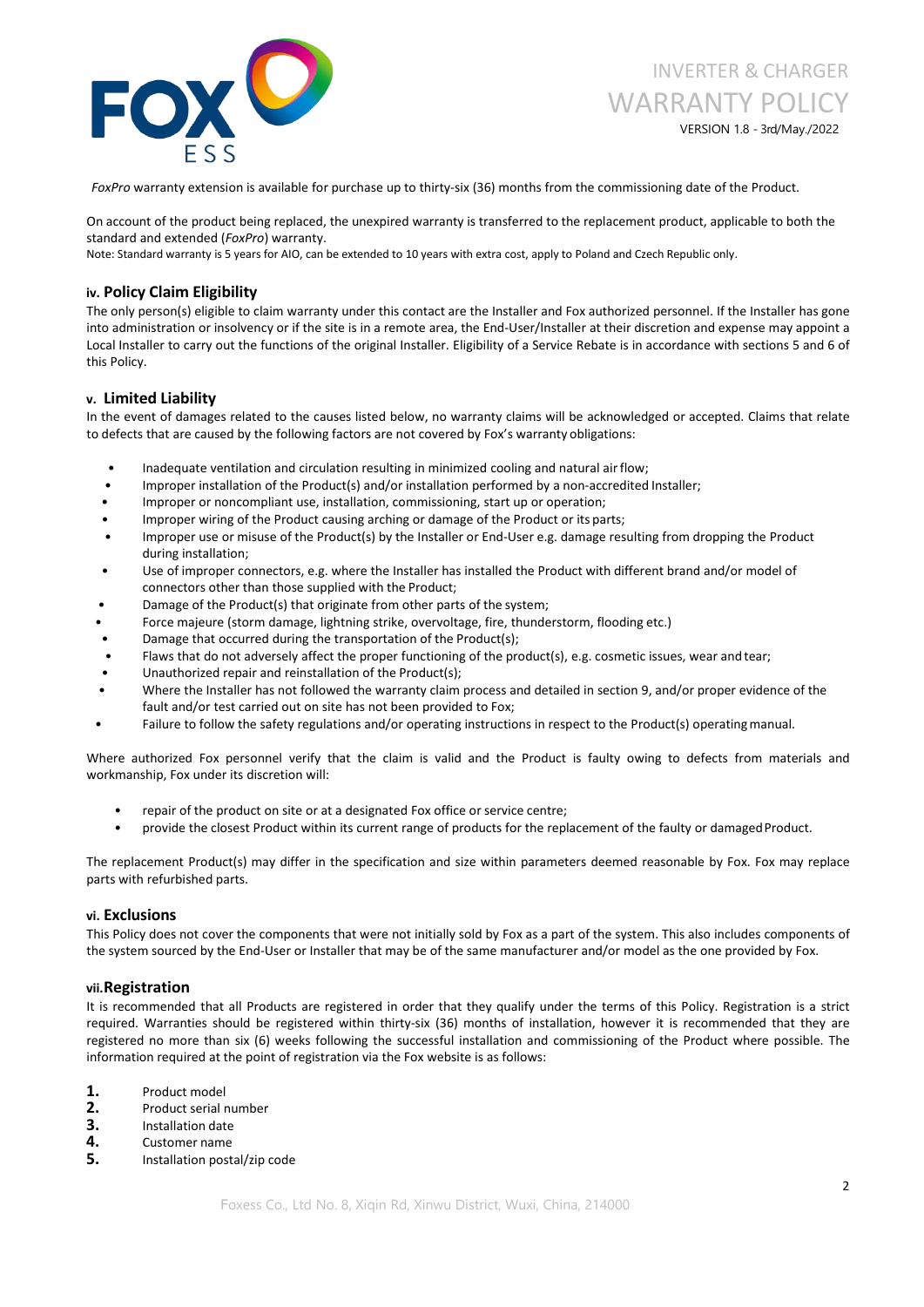*FoxPro* warranty extension is available for purchase up to thirty-six (36) months from the commissioning date of the Product.

On account of the product being replaced, the unexpired warranty is transferred to the replacement product, applicable to both the standard and extended (*FoxPro*) warranty.

Note: Standard warranty is 5 years for AIO, can be extended to 10 years with extra cost, apply to Poland and Czech Republic only.

## iv. Policy Claim Eligibility

The only person(s) eligible to claim warranty under this contact are the Installer and Fox authorized personnel. If the Installer has gone into administration or insolvency or if the site is in a remote area, the End-User/Installer at their discretion and expense may appoint a Local Installer to carry out the functions of the original Installer. Eligibility of a Service Rebate is in accordance with sections 5 and 6 of this Policy.

## v. Limited Liability

In the event of damages related to the causes listed below, no warranty claims will be acknowledged or accepted. Claims that relate to defects that are caused by the following factors are not covered by Fox's warranty obligations:

- Inadequate ventilation and circulation resulting in minimized cooling and natural air flow;
- Improper installation of the Product(s) and/or installation performed by a non-accredited Installer;
- Improper or noncompliant use, installation, commissioning, start up or operation;
- Improper wiring of the Product causing arching or damage of the Product or its parts;
- Improper use or misuse of the Product(s) by the Installer or End-User e.g. damage resulting from dropping the Product during installation;
- Use of improper connectors, e.g. where the Installer has installed the Product with different brand and/or model of connectors other than those supplied with the Product;
- Damage of the Product(s) that originate from other parts of the system;
- Force majeure (storm damage, lightning strike, overvoltage, fire, thunderstorm, flooding etc.)
- Damage that occurred during the transportation of the Product(s);
- Flaws that do not adversely affect the proper functioning of the product(s), e.g. cosmetic issues, wear and tear;
- Unauthorized repair and reinstallation of the Product(s);
- Where the Installer has not followed the warranty claim process and detailed in section 9, and/or proper evidence of the fault and/or test carried out on site has not been provided to Fox;
- Failure to follow the safety regulations and/or operating instructions in respect to the Product(s) operating manual.

Where authorized Fox personnel verify that the claim is valid and the Product is faulty owing to defects from materials and workmanship, Fox under its discretion will:

- repair of the product on site or at a designated Fox office or service centre;
- provide the closest Product within its current range of products for the replacement of the faulty or damaged Product.

The replacement Product(s) may differ in the specification and size within parameters deemed reasonable by Fox. Fox may replace parts with refurbished parts.

## vi. Exclusions

This Policy does not cover the components that were not initially sold by Fox as a part of the system. This also includes components of the system sourced by the End-User or Installer that may be of the same manufacturer and/or model as the one provided by Fox.

## vii. Registration

It is recommended that all Products are registered in order that they qualify under the terms of this Policy. Registration is a strict required. Warranties should be registered within thirty-six (36) months of installation, however it is recommended that they are registered no more than six (6) weeks following the successful installation and commissioning of the Product where possible. The information required at the point of registration via the Fox website is as follows:

1. Product model
2. Product serial number
3. Installation date
4. Customer name
5. Installation postal/zip code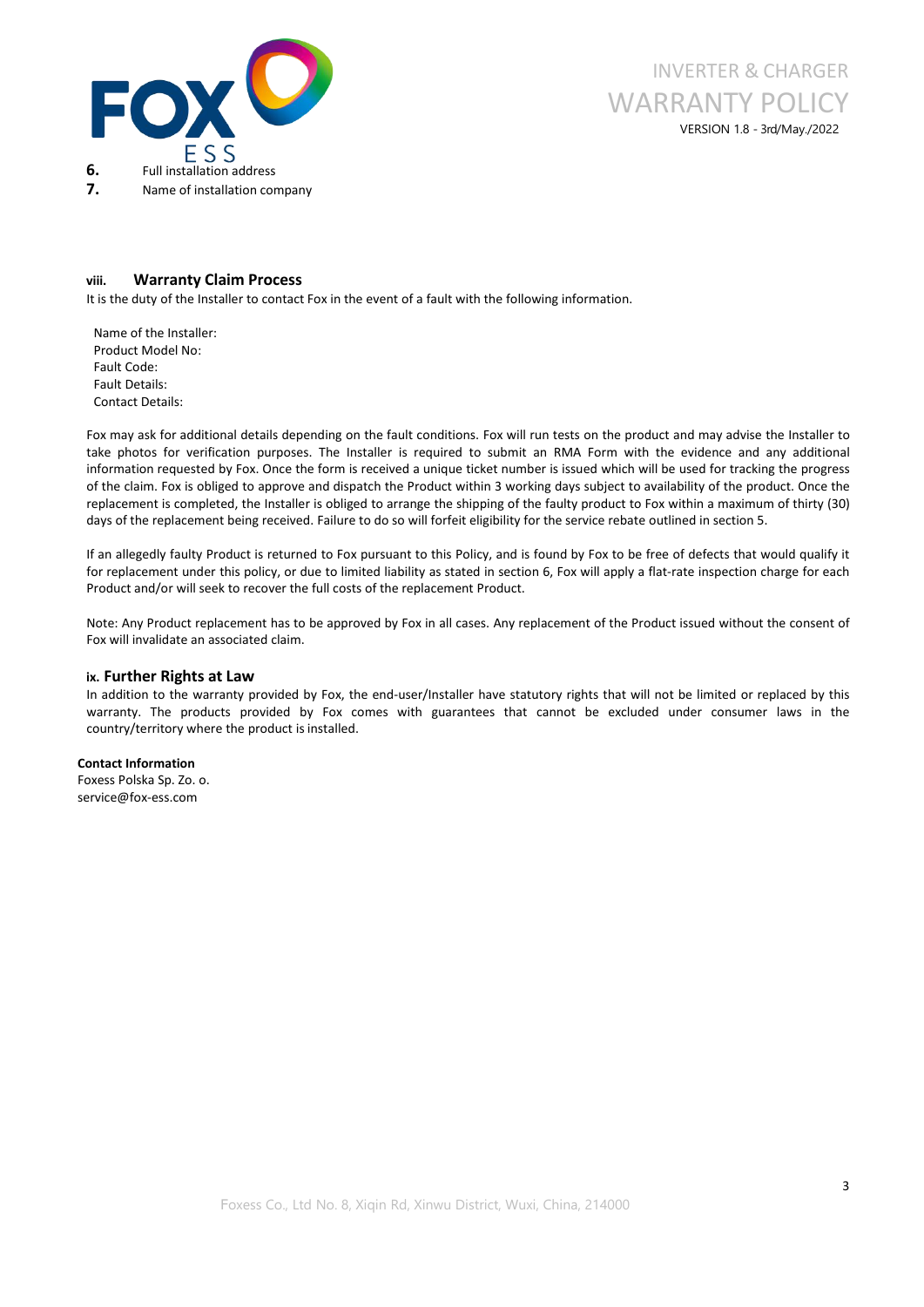6. Full installation address
7. Name of installation company

### viii. Warranty Claim Process

It is the duty of the Installer to contact Fox in the event of a fault with the following information.

Name of the Installer:
Product Model No:
Fault Code:
Fault Details:
Contact Details:

Fox may ask for additional details depending on the fault conditions. Fox will run tests on the product and may advise the Installer to take photos for verification purposes. The Installer is required to submit an RMA Form with the evidence and any additional information requested by Fox. Once the form is received a unique ticket number is issued which will be used for tracking the progress of the claim. Fox is obliged to approve and dispatch the Product within 3 working days subject to availability of the product. Once the replacement is completed, the Installer is obliged to arrange the shipping of the faulty product to Fox within a maximum of thirty (30) days of the replacement being received. Failure to do so will forfeit eligibility for the service rebate outlined in section 5.

If an allegedly faulty Product is returned to Fox pursuant to this Policy, and is found by Fox to be free of defects that would qualify it for replacement under this policy, or due to limited liability as stated in section 6, Fox will apply a flat-rate inspection charge for each Product and/or will seek to recover the full costs of the replacement Product.

Note: Any Product replacement has to be approved by Fox in all cases. Any replacement of the Product issued without the consent of Fox will invalidate an associated claim.

### ix. Further Rights at Law

In addition to the warranty provided by Fox, the end-user/Installer have statutory rights that will not be limited or replaced by this warranty. The products provided by Fox comes with guarantees that cannot be excluded under consumer laws in the country/territory where the product is installed.

**Contact Information**
Foxess Polska Sp. Zo. o.
service@fox-ess.com